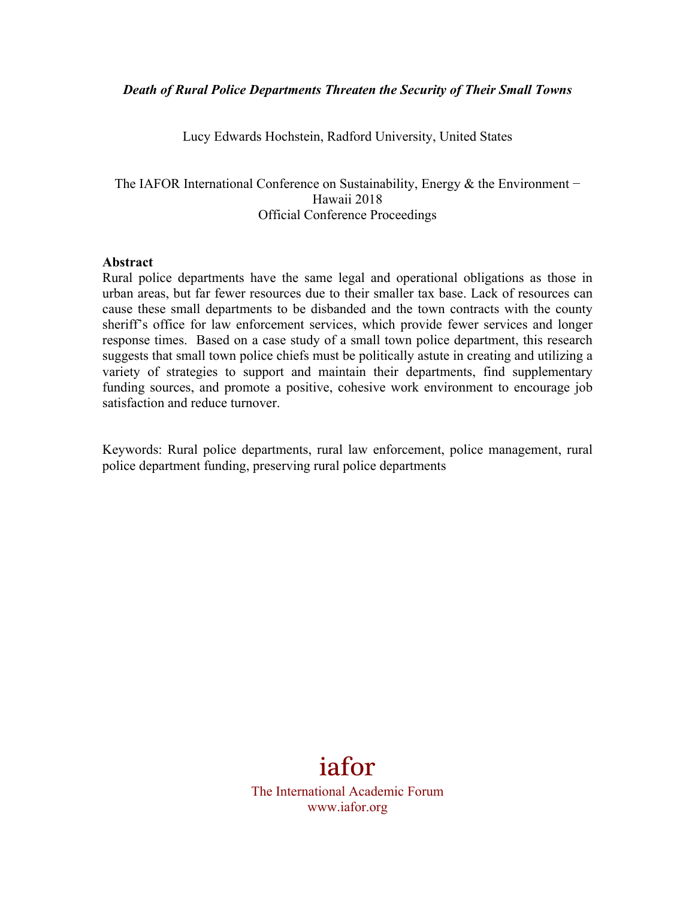***Death of Rural Police Departments Threaten the Security of Their Small Towns***

Lucy Edwards Hochstein, Radford University, United States

The IAFOR International Conference on Sustainability, Energy & the Environment − Hawaii 2018
Official Conference Proceedings

**Abstract**

Rural police departments have the same legal and operational obligations as those in urban areas, but far fewer resources due to their smaller tax base. Lack of resources can cause these small departments to be disbanded and the town contracts with the county sheriff's office for law enforcement services, which provide fewer services and longer response times. Based on a case study of a small town police department, this research suggests that small town police chiefs must be politically astute in creating and utilizing a variety of strategies to support and maintain their departments, find supplementary funding sources, and promote a positive, cohesive work environment to encourage job satisfaction and reduce turnover.

Keywords: Rural police departments, rural law enforcement, police management, rural police department funding, preserving rural police departments

iafor

The International Academic Forum
www.iafor.org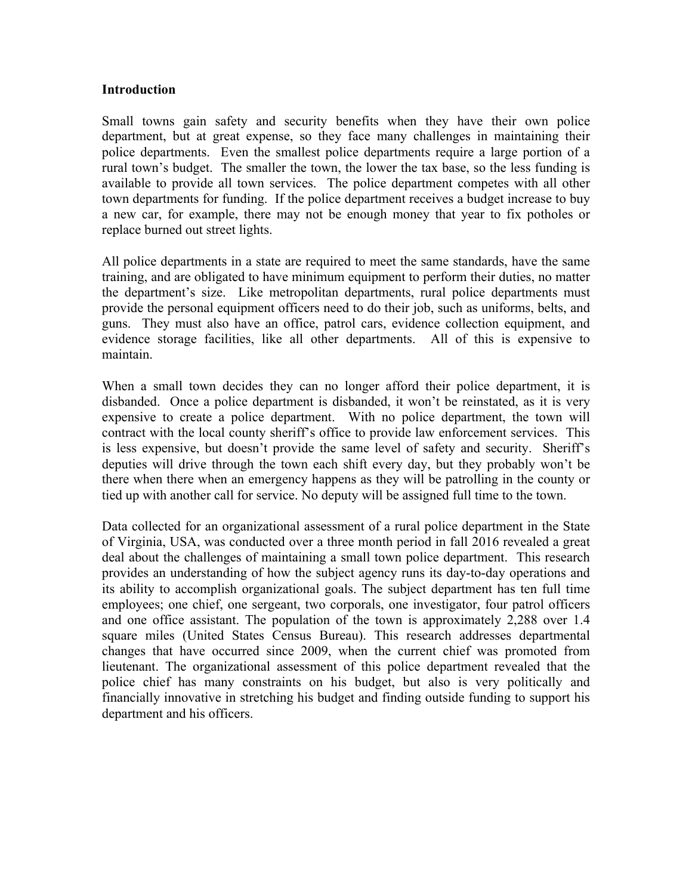**Introduction**

Small towns gain safety and security benefits when they have their own police department, but at great expense, so they face many challenges in maintaining their police departments. Even the smallest police departments require a large portion of a rural town's budget. The smaller the town, the lower the tax base, so the less funding is available to provide all town services. The police department competes with all other town departments for funding. If the police department receives a budget increase to buy a new car, for example, there may not be enough money that year to fix potholes or replace burned out street lights.

All police departments in a state are required to meet the same standards, have the same training, and are obligated to have minimum equipment to perform their duties, no matter the department's size. Like metropolitan departments, rural police departments must provide the personal equipment officers need to do their job, such as uniforms, belts, and guns. They must also have an office, patrol cars, evidence collection equipment, and evidence storage facilities, like all other departments. All of this is expensive to maintain.

When a small town decides they can no longer afford their police department, it is disbanded. Once a police department is disbanded, it won't be reinstated, as it is very expensive to create a police department. With no police department, the town will contract with the local county sheriff's office to provide law enforcement services. This is less expensive, but doesn't provide the same level of safety and security. Sheriff's deputies will drive through the town each shift every day, but they probably won't be there when there when an emergency happens as they will be patrolling in the county or tied up with another call for service. No deputy will be assigned full time to the town.

Data collected for an organizational assessment of a rural police department in the State of Virginia, USA, was conducted over a three month period in fall 2016 revealed a great deal about the challenges of maintaining a small town police department. This research provides an understanding of how the subject agency runs its day-to-day operations and its ability to accomplish organizational goals. The subject department has ten full time employees; one chief, one sergeant, two corporals, one investigator, four patrol officers and one office assistant. The population of the town is approximately 2,288 over 1.4 square miles (United States Census Bureau). This research addresses departmental changes that have occurred since 2009, when the current chief was promoted from lieutenant. The organizational assessment of this police department revealed that the police chief has many constraints on his budget, but also is very politically and financially innovative in stretching his budget and finding outside funding to support his department and his officers.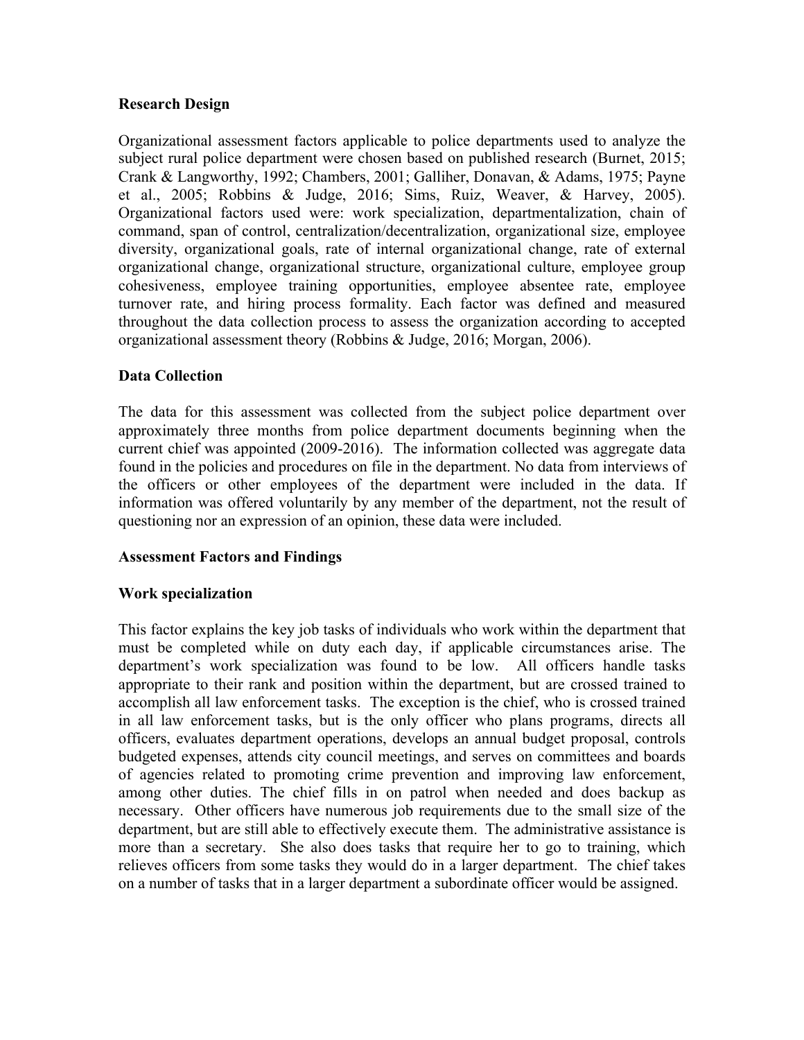**Research Design**

Organizational assessment factors applicable to police departments used to analyze the subject rural police department were chosen based on published research (Burnet, 2015; Crank & Langworthy, 1992; Chambers, 2001; Galliher, Donavan, & Adams, 1975; Payne et al., 2005; Robbins & Judge, 2016; Sims, Ruiz, Weaver, & Harvey, 2005). Organizational factors used were: work specialization, departmentalization, chain of command, span of control, centralization/decentralization, organizational size, employee diversity, organizational goals, rate of internal organizational change, rate of external organizational change, organizational structure, organizational culture, employee group cohesiveness, employee training opportunities, employee absentee rate, employee turnover rate, and hiring process formality. Each factor was defined and measured throughout the data collection process to assess the organization according to accepted organizational assessment theory (Robbins & Judge, 2016; Morgan, 2006).

**Data Collection**

The data for this assessment was collected from the subject police department over approximately three months from police department documents beginning when the current chief was appointed (2009-2016). The information collected was aggregate data found in the policies and procedures on file in the department. No data from interviews of the officers or other employees of the department were included in the data. If information was offered voluntarily by any member of the department, not the result of questioning nor an expression of an opinion, these data were included.

**Assessment Factors and Findings**

**Work specialization**

This factor explains the key job tasks of individuals who work within the department that must be completed while on duty each day, if applicable circumstances arise. The department's work specialization was found to be low. All officers handle tasks appropriate to their rank and position within the department, but are crossed trained to accomplish all law enforcement tasks. The exception is the chief, who is crossed trained in all law enforcement tasks, but is the only officer who plans programs, directs all officers, evaluates department operations, develops an annual budget proposal, controls budgeted expenses, attends city council meetings, and serves on committees and boards of agencies related to promoting crime prevention and improving law enforcement, among other duties. The chief fills in on patrol when needed and does backup as necessary. Other officers have numerous job requirements due to the small size of the department, but are still able to effectively execute them. The administrative assistance is more than a secretary. She also does tasks that require her to go to training, which relieves officers from some tasks they would do in a larger department. The chief takes on a number of tasks that in a larger department a subordinate officer would be assigned.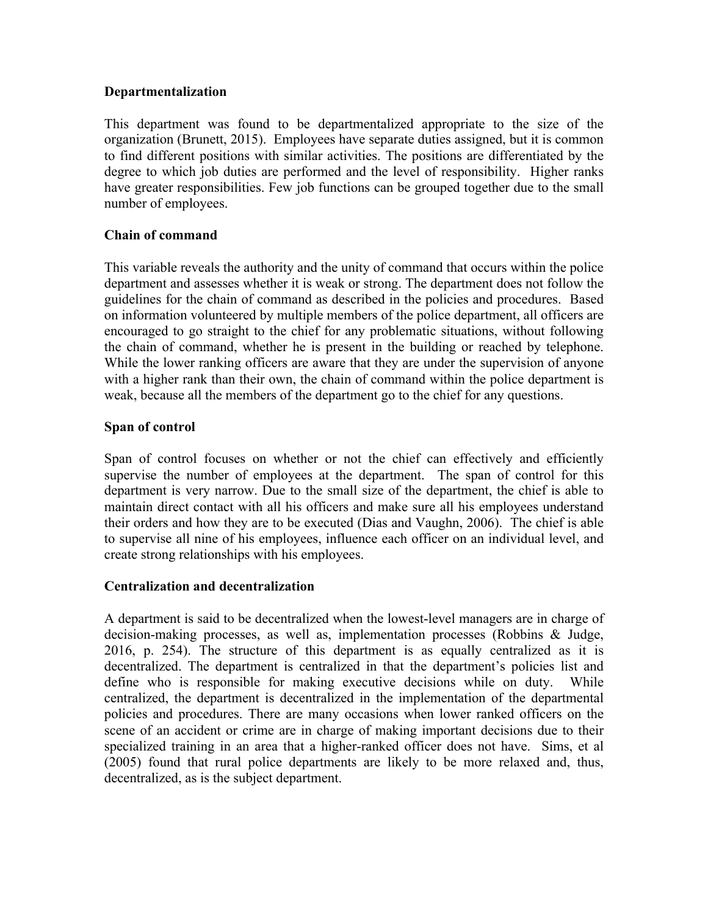**Departmentalization**

This department was found to be departmentalized appropriate to the size of the organization (Brunett, 2015). Employees have separate duties assigned, but it is common to find different positions with similar activities. The positions are differentiated by the degree to which job duties are performed and the level of responsibility. Higher ranks have greater responsibilities. Few job functions can be grouped together due to the small number of employees.

**Chain of command**

This variable reveals the authority and the unity of command that occurs within the police department and assesses whether it is weak or strong. The department does not follow the guidelines for the chain of command as described in the policies and procedures. Based on information volunteered by multiple members of the police department, all officers are encouraged to go straight to the chief for any problematic situations, without following the chain of command, whether he is present in the building or reached by telephone. While the lower ranking officers are aware that they are under the supervision of anyone with a higher rank than their own, the chain of command within the police department is weak, because all the members of the department go to the chief for any questions.

**Span of control**

Span of control focuses on whether or not the chief can effectively and efficiently supervise the number of employees at the department. The span of control for this department is very narrow. Due to the small size of the department, the chief is able to maintain direct contact with all his officers and make sure all his employees understand their orders and how they are to be executed (Dias and Vaughn, 2006). The chief is able to supervise all nine of his employees, influence each officer on an individual level, and create strong relationships with his employees.

**Centralization and decentralization**

A department is said to be decentralized when the lowest-level managers are in charge of decision-making processes, as well as, implementation processes (Robbins & Judge, 2016, p. 254). The structure of this department is as equally centralized as it is decentralized. The department is centralized in that the department's policies list and define who is responsible for making executive decisions while on duty. While centralized, the department is decentralized in the implementation of the departmental policies and procedures. There are many occasions when lower ranked officers on the scene of an accident or crime are in charge of making important decisions due to their specialized training in an area that a higher-ranked officer does not have. Sims, et al (2005) found that rural police departments are likely to be more relaxed and, thus, decentralized, as is the subject department.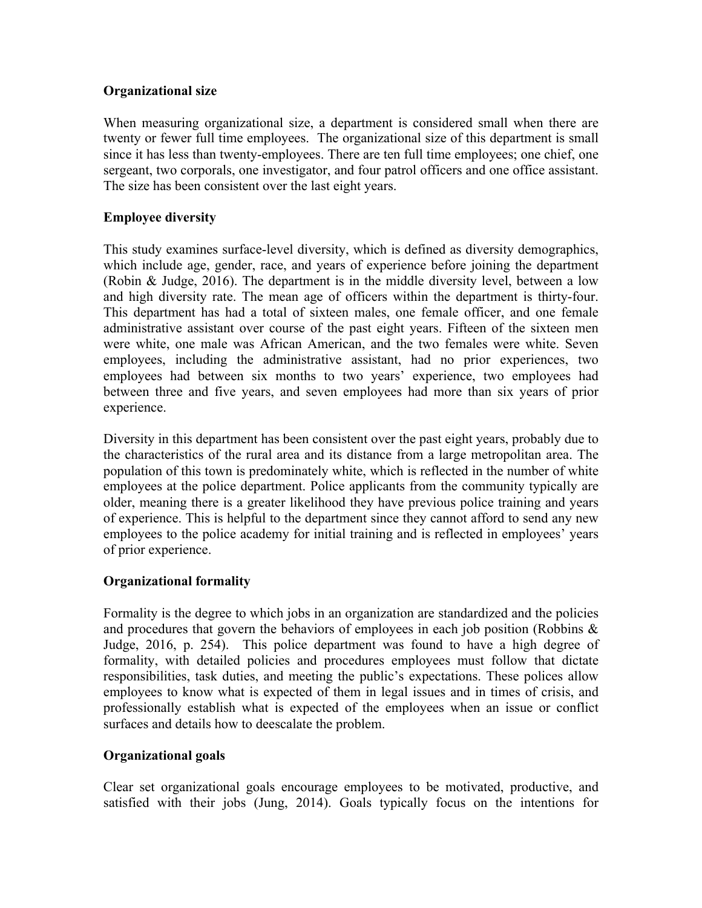**Organizational size**

When measuring organizational size, a department is considered small when there are twenty or fewer full time employees. The organizational size of this department is small since it has less than twenty-employees. There are ten full time employees; one chief, one sergeant, two corporals, one investigator, and four patrol officers and one office assistant. The size has been consistent over the last eight years.

**Employee diversity**

This study examines surface-level diversity, which is defined as diversity demographics, which include age, gender, race, and years of experience before joining the department (Robin & Judge, 2016). The department is in the middle diversity level, between a low and high diversity rate. The mean age of officers within the department is thirty-four. This department has had a total of sixteen males, one female officer, and one female administrative assistant over course of the past eight years. Fifteen of the sixteen men were white, one male was African American, and the two females were white. Seven employees, including the administrative assistant, had no prior experiences, two employees had between six months to two years' experience, two employees had between three and five years, and seven employees had more than six years of prior experience.

Diversity in this department has been consistent over the past eight years, probably due to the characteristics of the rural area and its distance from a large metropolitan area. The population of this town is predominately white, which is reflected in the number of white employees at the police department. Police applicants from the community typically are older, meaning there is a greater likelihood they have previous police training and years of experience. This is helpful to the department since they cannot afford to send any new employees to the police academy for initial training and is reflected in employees' years of prior experience.

**Organizational formality**

Formality is the degree to which jobs in an organization are standardized and the policies and procedures that govern the behaviors of employees in each job position (Robbins & Judge, 2016, p. 254). This police department was found to have a high degree of formality, with detailed policies and procedures employees must follow that dictate responsibilities, task duties, and meeting the public's expectations. These polices allow employees to know what is expected of them in legal issues and in times of crisis, and professionally establish what is expected of the employees when an issue or conflict surfaces and details how to deescalate the problem.

**Organizational goals**

Clear set organizational goals encourage employees to be motivated, productive, and satisfied with their jobs (Jung, 2014). Goals typically focus on the intentions for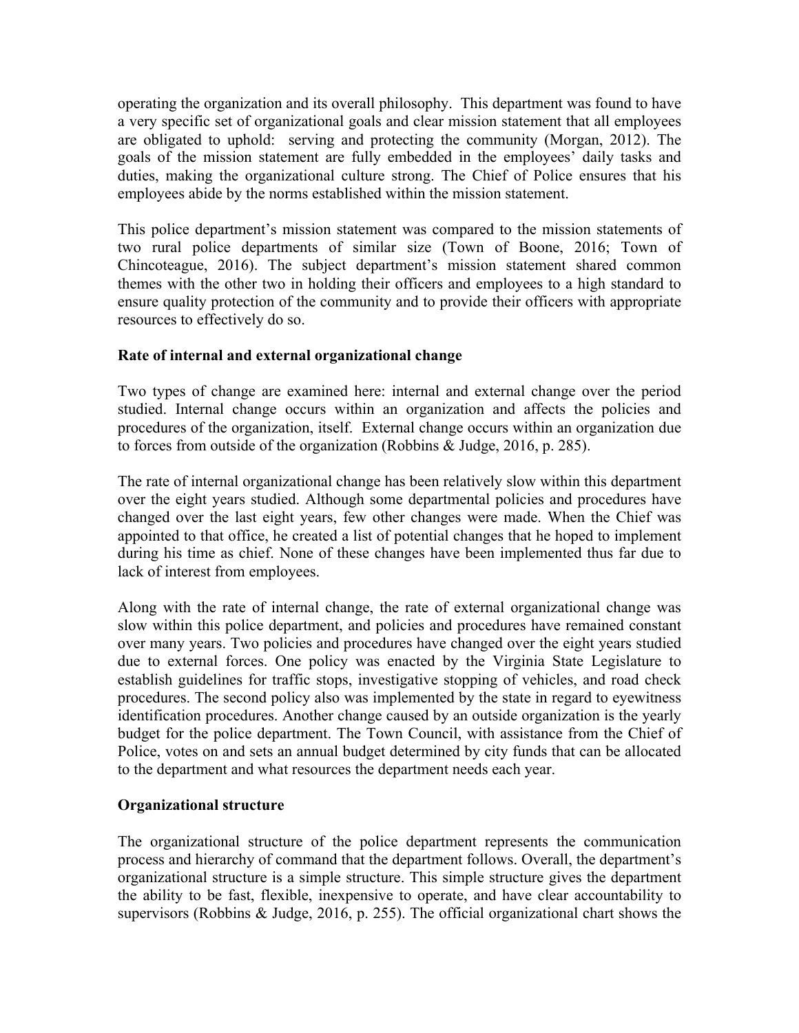operating the organization and its overall philosophy. This department was found to have a very specific set of organizational goals and clear mission statement that all employees are obligated to uphold: serving and protecting the community (Morgan, 2012). The goals of the mission statement are fully embedded in the employees' daily tasks and duties, making the organizational culture strong. The Chief of Police ensures that his employees abide by the norms established within the mission statement.

This police department's mission statement was compared to the mission statements of two rural police departments of similar size (Town of Boone, 2016; Town of Chincoteague, 2016). The subject department's mission statement shared common themes with the other two in holding their officers and employees to a high standard to ensure quality protection of the community and to provide their officers with appropriate resources to effectively do so.

**Rate of internal and external organizational change**

Two types of change are examined here: internal and external change over the period studied. Internal change occurs within an organization and affects the policies and procedures of the organization, itself. External change occurs within an organization due to forces from outside of the organization (Robbins & Judge, 2016, p. 285).

The rate of internal organizational change has been relatively slow within this department over the eight years studied. Although some departmental policies and procedures have changed over the last eight years, few other changes were made. When the Chief was appointed to that office, he created a list of potential changes that he hoped to implement during his time as chief. None of these changes have been implemented thus far due to lack of interest from employees.

Along with the rate of internal change, the rate of external organizational change was slow within this police department, and policies and procedures have remained constant over many years. Two policies and procedures have changed over the eight years studied due to external forces. One policy was enacted by the Virginia State Legislature to establish guidelines for traffic stops, investigative stopping of vehicles, and road check procedures. The second policy also was implemented by the state in regard to eyewitness identification procedures. Another change caused by an outside organization is the yearly budget for the police department. The Town Council, with assistance from the Chief of Police, votes on and sets an annual budget determined by city funds that can be allocated to the department and what resources the department needs each year.

**Organizational structure**

The organizational structure of the police department represents the communication process and hierarchy of command that the department follows. Overall, the department's organizational structure is a simple structure. This simple structure gives the department the ability to be fast, flexible, inexpensive to operate, and have clear accountability to supervisors (Robbins & Judge, 2016, p. 255). The official organizational chart shows the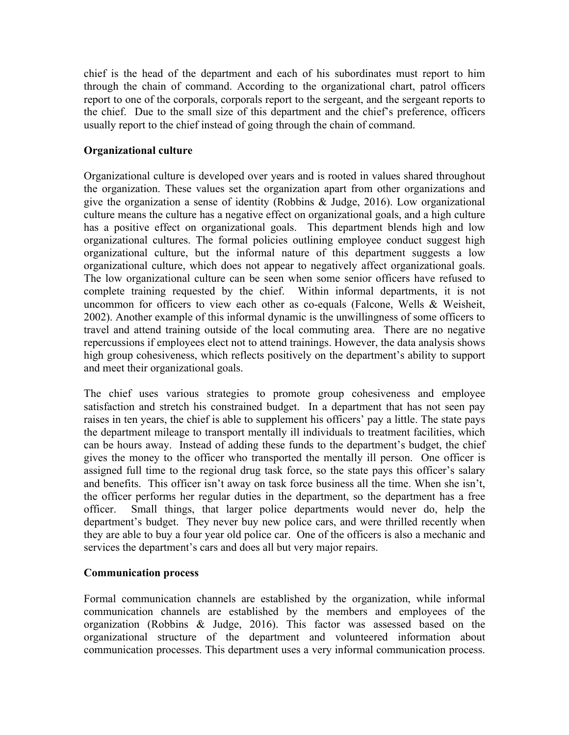chief is the head of the department and each of his subordinates must report to him through the chain of command. According to the organizational chart, patrol officers report to one of the corporals, corporals report to the sergeant, and the sergeant reports to the chief. Due to the small size of this department and the chief's preference, officers usually report to the chief instead of going through the chain of command.

**Organizational culture**

Organizational culture is developed over years and is rooted in values shared throughout the organization. These values set the organization apart from other organizations and give the organization a sense of identity (Robbins & Judge, 2016). Low organizational culture means the culture has a negative effect on organizational goals, and a high culture has a positive effect on organizational goals. This department blends high and low organizational cultures. The formal policies outlining employee conduct suggest high organizational culture, but the informal nature of this department suggests a low organizational culture, which does not appear to negatively affect organizational goals. The low organizational culture can be seen when some senior officers have refused to complete training requested by the chief. Within informal departments, it is not uncommon for officers to view each other as co-equals (Falcone, Wells & Weisheit, 2002). Another example of this informal dynamic is the unwillingness of some officers to travel and attend training outside of the local commuting area. There are no negative repercussions if employees elect not to attend trainings. However, the data analysis shows high group cohesiveness, which reflects positively on the department's ability to support and meet their organizational goals.

The chief uses various strategies to promote group cohesiveness and employee satisfaction and stretch his constrained budget. In a department that has not seen pay raises in ten years, the chief is able to supplement his officers' pay a little. The state pays the department mileage to transport mentally ill individuals to treatment facilities, which can be hours away. Instead of adding these funds to the department's budget, the chief gives the money to the officer who transported the mentally ill person. One officer is assigned full time to the regional drug task force, so the state pays this officer's salary and benefits. This officer isn't away on task force business all the time. When she isn't, the officer performs her regular duties in the department, so the department has a free officer. Small things, that larger police departments would never do, help the department's budget. They never buy new police cars, and were thrilled recently when they are able to buy a four year old police car. One of the officers is also a mechanic and services the department's cars and does all but very major repairs.

**Communication process**

Formal communication channels are established by the organization, while informal communication channels are established by the members and employees of the organization (Robbins & Judge, 2016). This factor was assessed based on the organizational structure of the department and volunteered information about communication processes. This department uses a very informal communication process.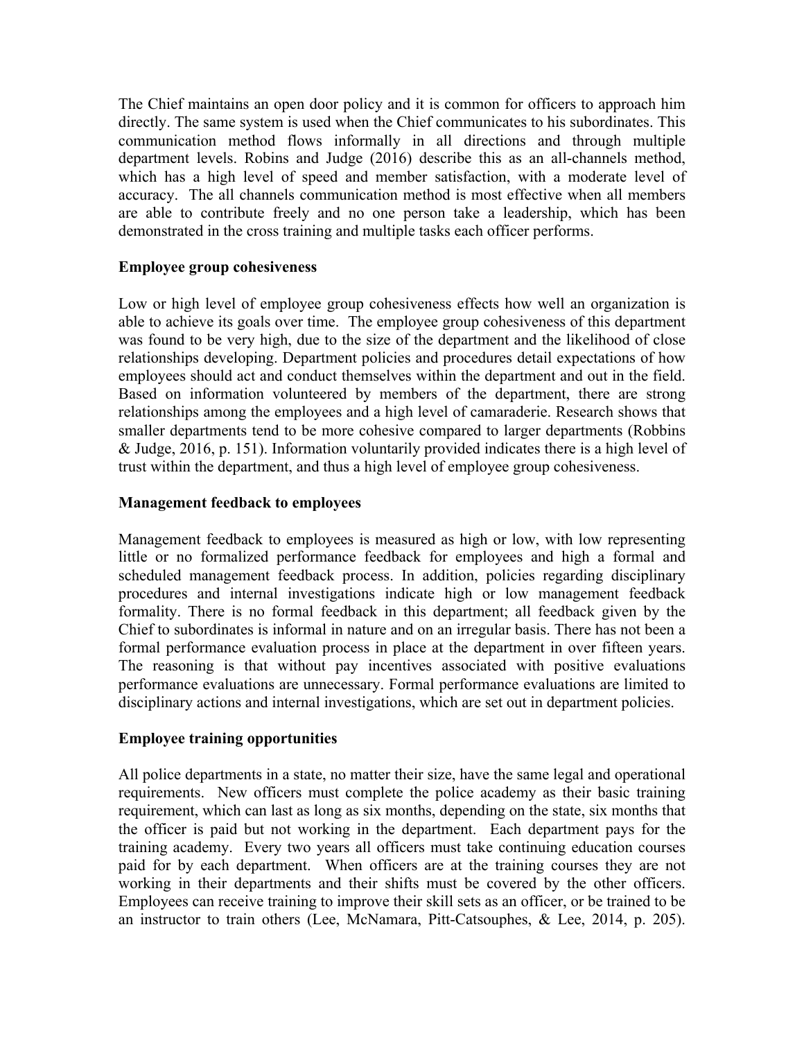The Chief maintains an open door policy and it is common for officers to approach him directly. The same system is used when the Chief communicates to his subordinates. This communication method flows informally in all directions and through multiple department levels. Robins and Judge (2016) describe this as an all-channels method, which has a high level of speed and member satisfaction, with a moderate level of accuracy. The all channels communication method is most effective when all members are able to contribute freely and no one person take a leadership, which has been demonstrated in the cross training and multiple tasks each officer performs.

**Employee group cohesiveness**

Low or high level of employee group cohesiveness effects how well an organization is able to achieve its goals over time. The employee group cohesiveness of this department was found to be very high, due to the size of the department and the likelihood of close relationships developing. Department policies and procedures detail expectations of how employees should act and conduct themselves within the department and out in the field. Based on information volunteered by members of the department, there are strong relationships among the employees and a high level of camaraderie. Research shows that smaller departments tend to be more cohesive compared to larger departments (Robbins & Judge, 2016, p. 151). Information voluntarily provided indicates there is a high level of trust within the department, and thus a high level of employee group cohesiveness.

**Management feedback to employees**

Management feedback to employees is measured as high or low, with low representing little or no formalized performance feedback for employees and high a formal and scheduled management feedback process. In addition, policies regarding disciplinary procedures and internal investigations indicate high or low management feedback formality. There is no formal feedback in this department; all feedback given by the Chief to subordinates is informal in nature and on an irregular basis. There has not been a formal performance evaluation process in place at the department in over fifteen years. The reasoning is that without pay incentives associated with positive evaluations performance evaluations are unnecessary. Formal performance evaluations are limited to disciplinary actions and internal investigations, which are set out in department policies.

**Employee training opportunities**

All police departments in a state, no matter their size, have the same legal and operational requirements. New officers must complete the police academy as their basic training requirement, which can last as long as six months, depending on the state, six months that the officer is paid but not working in the department. Each department pays for the training academy. Every two years all officers must take continuing education courses paid for by each department. When officers are at the training courses they are not working in their departments and their shifts must be covered by the other officers. Employees can receive training to improve their skill sets as an officer, or be trained to be an instructor to train others (Lee, McNamara, Pitt-Catsouphes, & Lee, 2014, p. 205).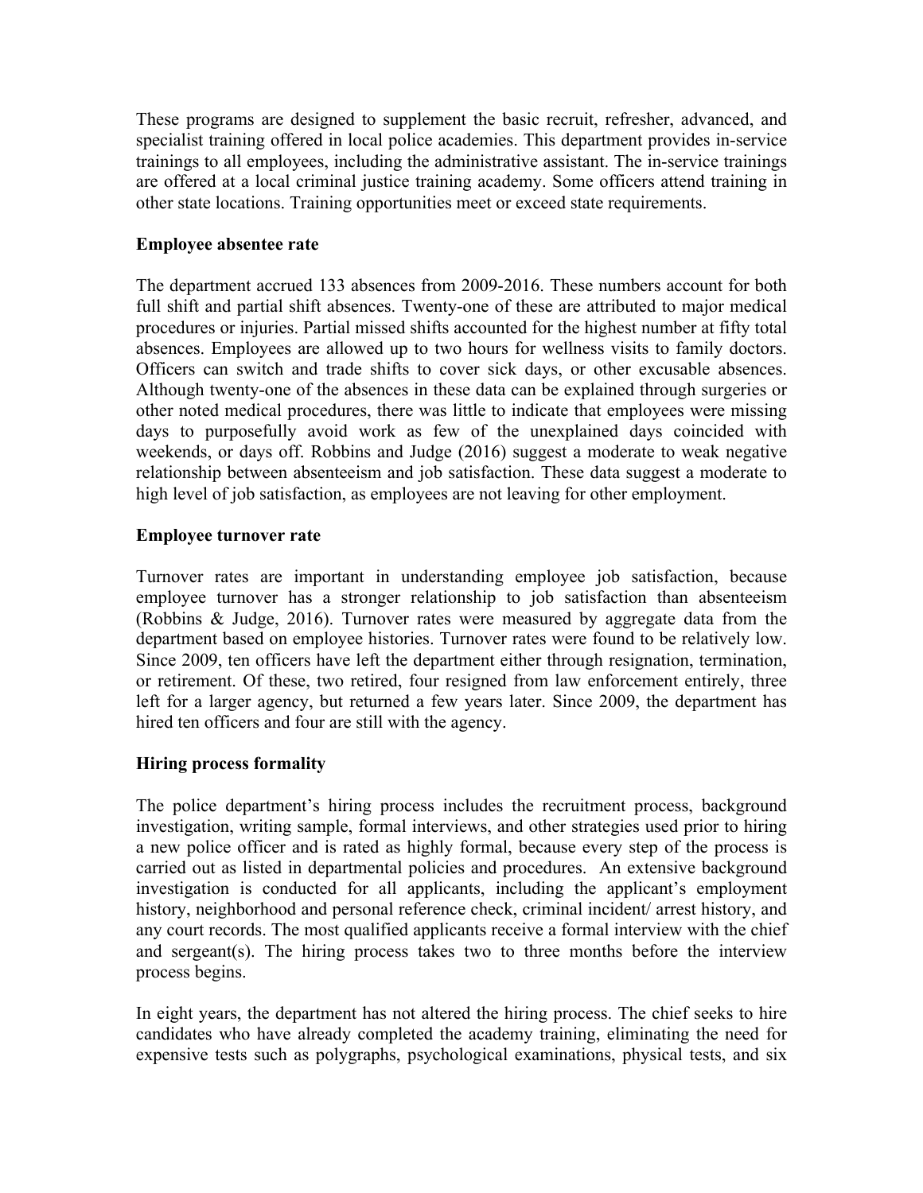These programs are designed to supplement the basic recruit, refresher, advanced, and specialist training offered in local police academies. This department provides in-service trainings to all employees, including the administrative assistant. The in-service trainings are offered at a local criminal justice training academy. Some officers attend training in other state locations. Training opportunities meet or exceed state requirements.

**Employee absentee rate**

The department accrued 133 absences from 2009-2016. These numbers account for both full shift and partial shift absences. Twenty-one of these are attributed to major medical procedures or injuries. Partial missed shifts accounted for the highest number at fifty total absences. Employees are allowed up to two hours for wellness visits to family doctors. Officers can switch and trade shifts to cover sick days, or other excusable absences. Although twenty-one of the absences in these data can be explained through surgeries or other noted medical procedures, there was little to indicate that employees were missing days to purposefully avoid work as few of the unexplained days coincided with weekends, or days off. Robbins and Judge (2016) suggest a moderate to weak negative relationship between absenteeism and job satisfaction. These data suggest a moderate to high level of job satisfaction, as employees are not leaving for other employment.

**Employee turnover rate**

Turnover rates are important in understanding employee job satisfaction, because employee turnover has a stronger relationship to job satisfaction than absenteeism (Robbins & Judge, 2016). Turnover rates were measured by aggregate data from the department based on employee histories. Turnover rates were found to be relatively low. Since 2009, ten officers have left the department either through resignation, termination, or retirement. Of these, two retired, four resigned from law enforcement entirely, three left for a larger agency, but returned a few years later. Since 2009, the department has hired ten officers and four are still with the agency.

**Hiring process formality**

The police department's hiring process includes the recruitment process, background investigation, writing sample, formal interviews, and other strategies used prior to hiring a new police officer and is rated as highly formal, because every step of the process is carried out as listed in departmental policies and procedures. An extensive background investigation is conducted for all applicants, including the applicant's employment history, neighborhood and personal reference check, criminal incident/ arrest history, and any court records. The most qualified applicants receive a formal interview with the chief and sergeant(s). The hiring process takes two to three months before the interview process begins.

In eight years, the department has not altered the hiring process. The chief seeks to hire candidates who have already completed the academy training, eliminating the need for expensive tests such as polygraphs, psychological examinations, physical tests, and six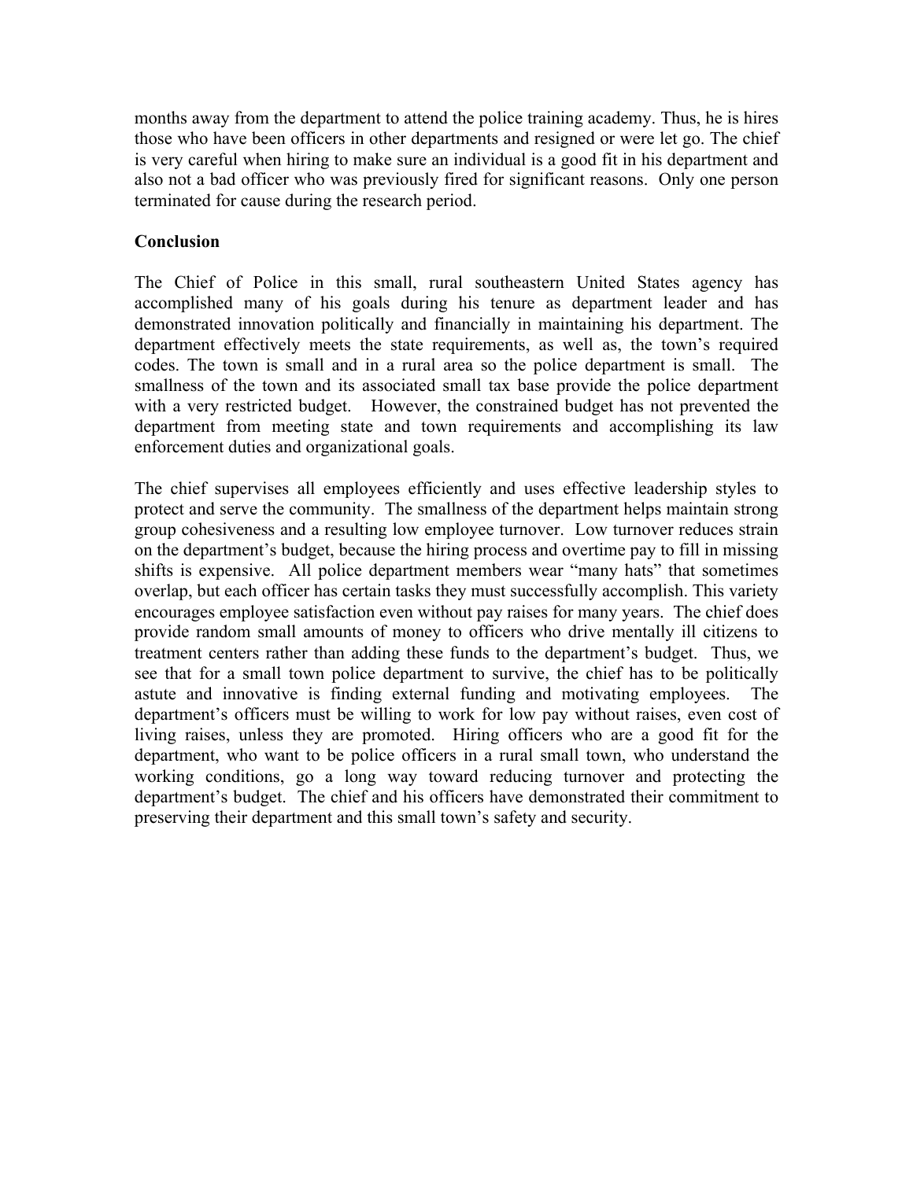months away from the department to attend the police training academy. Thus, he is hires those who have been officers in other departments and resigned or were let go. The chief is very careful when hiring to make sure an individual is a good fit in his department and also not a bad officer who was previously fired for significant reasons. Only one person terminated for cause during the research period.

**Conclusion**

The Chief of Police in this small, rural southeastern United States agency has accomplished many of his goals during his tenure as department leader and has demonstrated innovation politically and financially in maintaining his department. The department effectively meets the state requirements, as well as, the town's required codes. The town is small and in a rural area so the police department is small. The smallness of the town and its associated small tax base provide the police department with a very restricted budget. However, the constrained budget has not prevented the department from meeting state and town requirements and accomplishing its law enforcement duties and organizational goals.

The chief supervises all employees efficiently and uses effective leadership styles to protect and serve the community. The smallness of the department helps maintain strong group cohesiveness and a resulting low employee turnover. Low turnover reduces strain on the department's budget, because the hiring process and overtime pay to fill in missing shifts is expensive. All police department members wear "many hats" that sometimes overlap, but each officer has certain tasks they must successfully accomplish. This variety encourages employee satisfaction even without pay raises for many years. The chief does provide random small amounts of money to officers who drive mentally ill citizens to treatment centers rather than adding these funds to the department's budget. Thus, we see that for a small town police department to survive, the chief has to be politically astute and innovative is finding external funding and motivating employees. The department's officers must be willing to work for low pay without raises, even cost of living raises, unless they are promoted. Hiring officers who are a good fit for the department, who want to be police officers in a rural small town, who understand the working conditions, go a long way toward reducing turnover and protecting the department's budget. The chief and his officers have demonstrated their commitment to preserving their department and this small town's safety and security.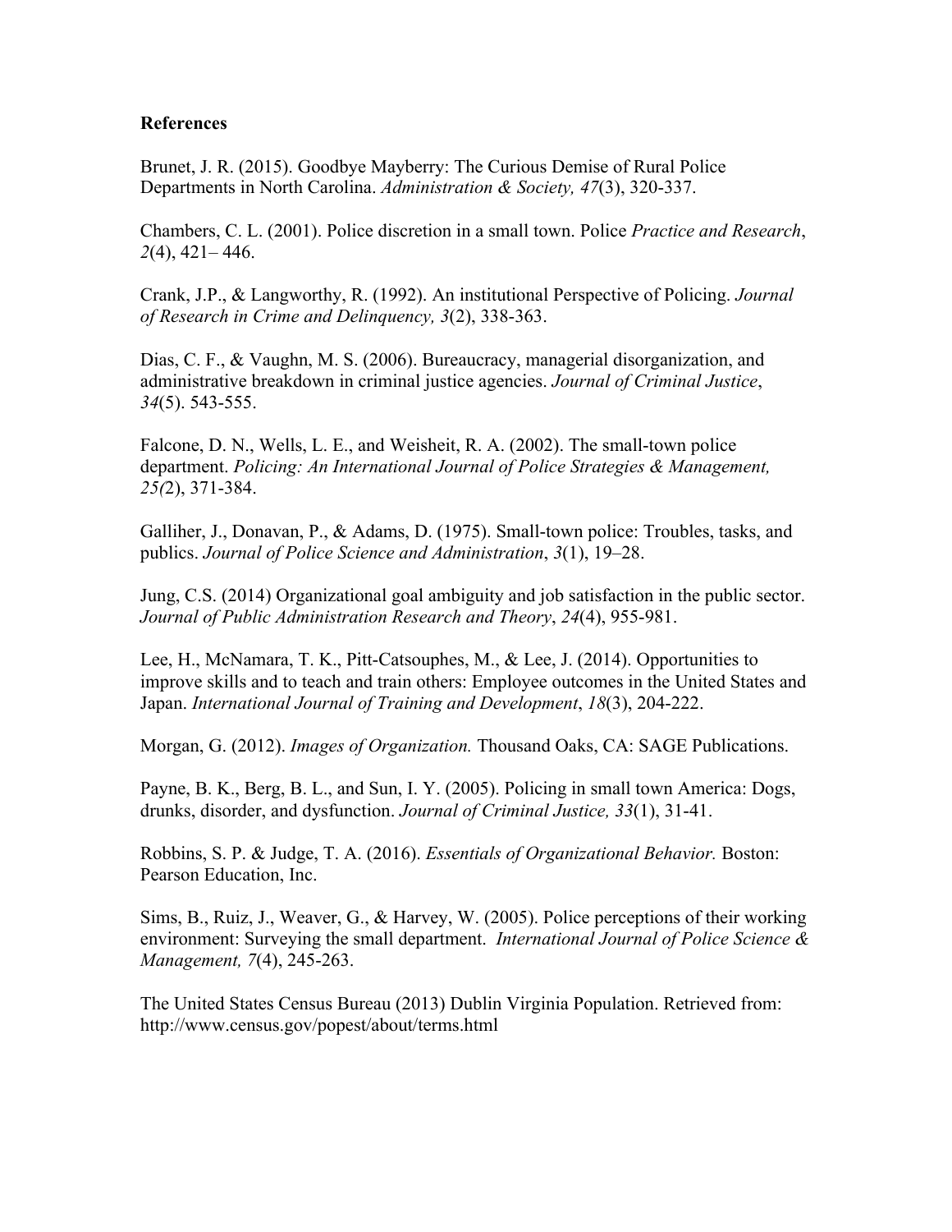**References**

Brunet, J. R. (2015). Goodbye Mayberry: The Curious Demise of Rural Police Departments in North Carolina. *Administration & Society, 47*(3), 320-337.

Chambers, C. L. (2001). Police discretion in a small town. Police *Practice and Research*, *2*(4), 421– 446.

Crank, J.P., & Langworthy, R. (1992). An institutional Perspective of Policing. *Journal of Research in Crime and Delinquency, 3*(2), 338-363.

Dias, C. F., & Vaughn, M. S. (2006). Bureaucracy, managerial disorganization, and administrative breakdown in criminal justice agencies. *Journal of Criminal Justice*, *34*(5). 543-555.

Falcone, D. N., Wells, L. E., and Weisheit, R. A. (2002). The small-town police department. *Policing: An International Journal of Police Strategies & Management, 25(*2), 371-384.

Galliher, J., Donavan, P., & Adams, D. (1975). Small-town police: Troubles, tasks, and publics. *Journal of Police Science and Administration*, *3*(1), 19–28.

Jung, C.S. (2014) Organizational goal ambiguity and job satisfaction in the public sector. *Journal of Public Administration Research and Theory*, *24*(4), 955-981.

Lee, H., McNamara, T. K., Pitt-Catsouphes, M., & Lee, J. (2014). Opportunities to improve skills and to teach and train others: Employee outcomes in the United States and Japan. *International Journal of Training and Development*, *18*(3), 204-222.

Morgan, G. (2012). *Images of Organization.* Thousand Oaks, CA: SAGE Publications.

Payne, B. K., Berg, B. L., and Sun, I. Y. (2005). Policing in small town America: Dogs, drunks, disorder, and dysfunction. *Journal of Criminal Justice, 33*(1), 31-41.

Robbins, S. P. & Judge, T. A. (2016). *Essentials of Organizational Behavior.* Boston: Pearson Education, Inc.

Sims, B., Ruiz, J., Weaver, G., & Harvey, W. (2005). Police perceptions of their working environment: Surveying the small department. *International Journal of Police Science & Management, 7*(4), 245-263.

The United States Census Bureau (2013) Dublin Virginia Population. Retrieved from: http://www.census.gov/popest/about/terms.html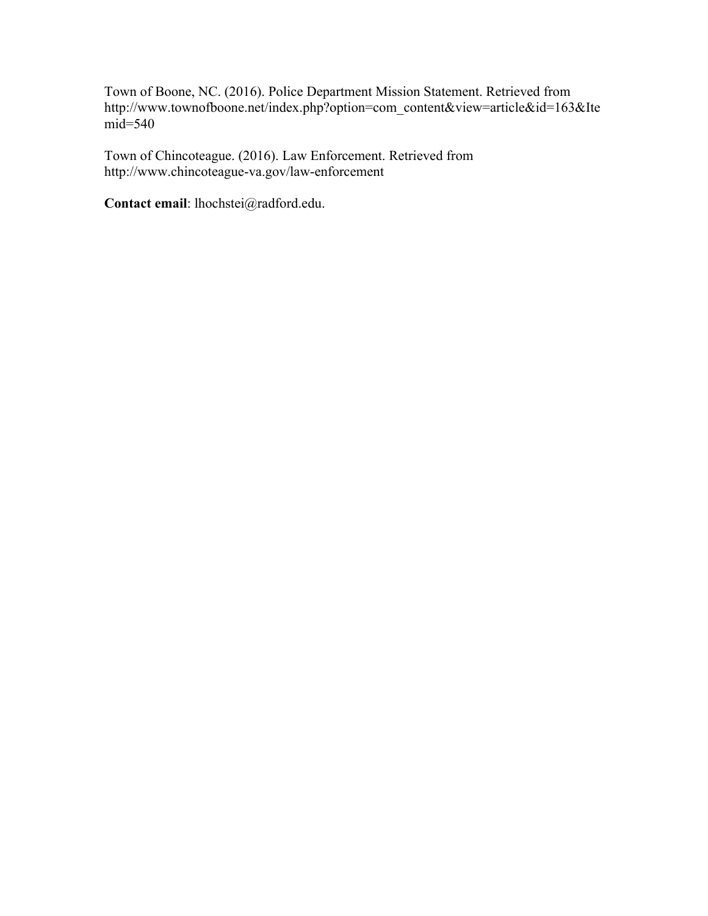Town of Boone, NC. (2016). Police Department Mission Statement. Retrieved from http://www.townofboone.net/index.php?option=com_content&view=article&id=163&Itemid=540

Town of Chincoteague. (2016). Law Enforcement. Retrieved from http://www.chincoteague-va.gov/law-enforcement

**Contact email**: lhochstei@radford.edu.